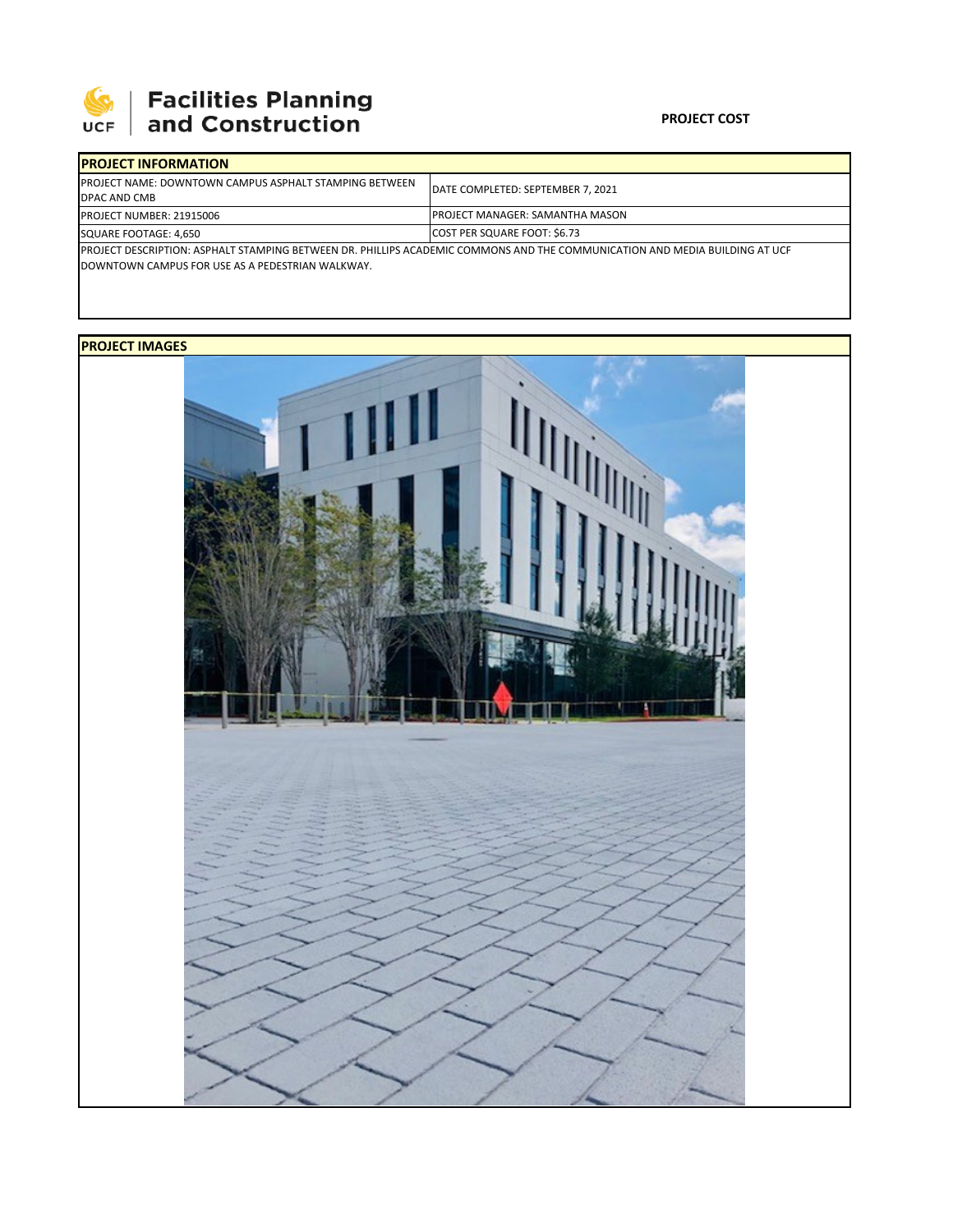# Facilities Planning and Construction

**PROJECT COST**

| PROJECT INFORMATION | |
|---|---|
| PROJECT NAME: DOWNTOWN CAMPUS ASPHALT STAMPING BETWEEN DPAC AND CMB | DATE COMPLETED: SEPTEMBER 7, 2021 |
| PROJECT NUMBER: 21915006 | PROJECT MANAGER: SAMANTHA MASON |
| SQUARE FOOTAGE: 4,650 | COST PER SQUARE FOOT: $6.73 |
| PROJECT DESCRIPTION: ASPHALT STAMPING BETWEEN DR. PHILLIPS ACADEMIC COMMONS AND THE COMMUNICATION AND MEDIA BUILDING AT UCF DOWNTOWN CAMPUS FOR USE AS A PEDESTRIAN WALKWAY. | |

**PROJECT IMAGES**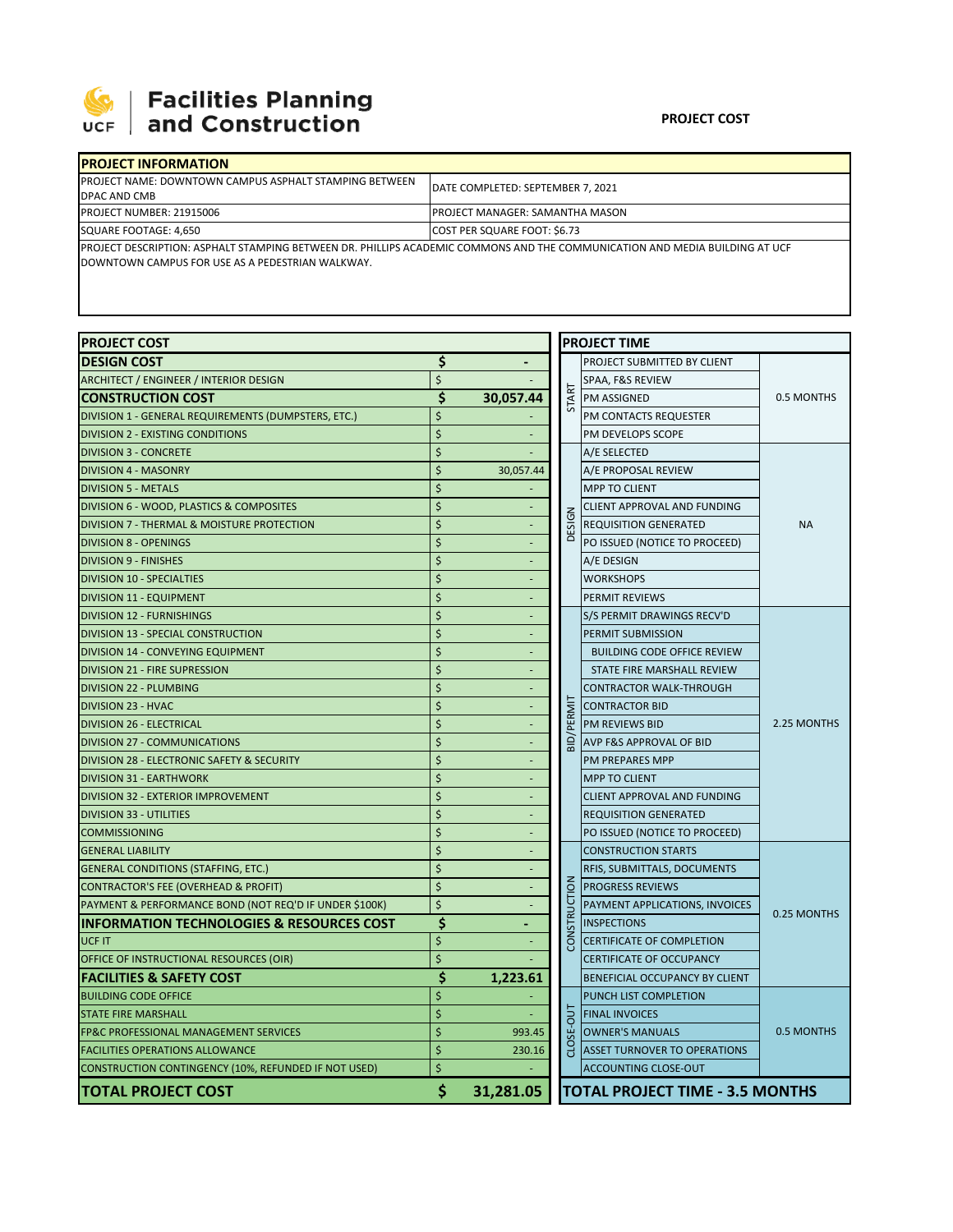Facilities Planning and Construction

**PROJECT COST**

| PROJECT INFORMATION | |
|---|---|
| PROJECT NAME: DOWNTOWN CAMPUS ASPHALT STAMPING BETWEEN DPAC AND CMB | DATE COMPLETED: SEPTEMBER 7, 2021 |
| PROJECT NUMBER: 21915006 | PROJECT MANAGER: SAMANTHA MASON |
| SQUARE FOOTAGE: 4,650 | COST PER SQUARE FOOT: $6.73 |
| PROJECT DESCRIPTION: ASPHALT STAMPING BETWEEN DR. PHILLIPS ACADEMIC COMMONS AND THE COMMUNICATION AND MEDIA BUILDING AT UCF DOWNTOWN CAMPUS FOR USE AS A PEDESTRIAN WALKWAY. | |

| PROJECT COST | | |
|---|---|---|
| **DESIGN COST** | **$** | **-** |
| ARCHITECT / ENGINEER / INTERIOR DESIGN | $ | - |
| **CONSTRUCTION COST** | **$** | **30,057.44** |
| DIVISION 1 - GENERAL REQUIREMENTS (DUMPSTERS, ETC.) | $ | - |
| DIVISION 2 - EXISTING CONDITIONS | $ | - |
| DIVISION 3 - CONCRETE | $ | - |
| DIVISION 4 - MASONRY | $ | 30,057.44 |
| DIVISION 5 - METALS | $ | - |
| DIVISION 6 - WOOD, PLASTICS & COMPOSITES | $ | - |
| DIVISION 7 - THERMAL & MOISTURE PROTECTION | $ | - |
| DIVISION 8 - OPENINGS | $ | - |
| DIVISION 9 - FINISHES | $ | - |
| DIVISION 10 - SPECIALTIES | $ | - |
| DIVISION 11 - EQUIPMENT | $ | - |
| DIVISION 12 - FURNISHINGS | $ | - |
| DIVISION 13 - SPECIAL CONSTRUCTION | $ | - |
| DIVISION 14 - CONVEYING EQUIPMENT | $ | - |
| DIVISION 21 - FIRE SUPRESSION | $ | - |
| DIVISION 22 - PLUMBING | $ | - |
| DIVISION 23 - HVAC | $ | - |
| DIVISION 26 - ELECTRICAL | $ | - |
| DIVISION 27 - COMMUNICATIONS | $ | - |
| DIVISION 28 - ELECTRONIC SAFETY & SECURITY | $ | - |
| DIVISION 31 - EARTHWORK | $ | - |
| DIVISION 32 - EXTERIOR IMPROVEMENT | $ | - |
| DIVISION 33 - UTILITIES | $ | - |
| COMMISSIONING | $ | - |
| GENERAL LIABILITY | $ | - |
| GENERAL CONDITIONS (STAFFING, ETC.) | $ | - |
| CONTRACTOR'S FEE (OVERHEAD & PROFIT) | $ | - |
| PAYMENT & PERFORMANCE BOND (NOT REQ'D IF UNDER $100K) | $ | - |
| **INFORMATION TECHNOLOGIES & RESOURCES COST** | **$** | **-** |
| UCF IT | $ | - |
| OFFICE OF INSTRUCTIONAL RESOURCES (OIR) | $ | - |
| **FACILITIES & SAFETY COST** | **$** | **1,223.61** |
| BUILDING CODE OFFICE | $ | - |
| STATE FIRE MARSHALL | $ | - |
| FP&C PROFESSIONAL MANAGEMENT SERVICES | $ | 993.45 |
| FACILITIES OPERATIONS ALLOWANCE | $ | 230.16 |
| CONSTRUCTION CONTINGENCY (10%, REFUNDED IF NOT USED) | $ | - |
| **TOTAL PROJECT COST** | **$** | **31,281.05** |

| PROJECT TIME | | |
|---|---|---|
| START | PROJECT SUBMITTED BY CLIENT | 0.5 MONTHS |
| | SPAA, F&S REVIEW | |
| | PM ASSIGNED | |
| | PM CONTACTS REQUESTER | |
| | PM DEVELOPS SCOPE | |
| DESIGN | A/E SELECTED | NA |
| | A/E PROPOSAL REVIEW | |
| | MPP TO CLIENT | |
| | CLIENT APPROVAL AND FUNDING | |
| | REQUISITION GENERATED | |
| | PO ISSUED (NOTICE TO PROCEED) | |
| | A/E DESIGN | |
| | WORKSHOPS | |
| | PERMIT REVIEWS | |
| BID/PERMIT | S/S PERMIT DRAWINGS RECV'D | 2.25 MONTHS |
| | PERMIT SUBMISSION | |
| | BUILDING CODE OFFICE REVIEW | |
| | STATE FIRE MARSHALL REVIEW | |
| | CONTRACTOR WALK-THROUGH | |
| | CONTRACTOR BID | |
| | PM REVIEWS BID | |
| | AVP F&S APPROVAL OF BID | |
| | PM PREPARES MPP | |
| | MPP TO CLIENT | |
| | CLIENT APPROVAL AND FUNDING | |
| | REQUISITION GENERATED | |
| | PO ISSUED (NOTICE TO PROCEED) | |
| CONSTRUCTION | CONSTRUCTION STARTS | 0.25 MONTHS |
| | RFIS, SUBMITTALS, DOCUMENTS | |
| | PROGRESS REVIEWS | |
| | PAYMENT APPLICATIONS, INVOICES | |
| | INSPECTIONS | |
| | CERTIFICATE OF COMPLETION | |
| | CERTIFICATE OF OCCUPANCY | |
| | BENEFICIAL OCCUPANCY BY CLIENT | |
| CLOSE-OUT | PUNCH LIST COMPLETION | 0.5 MONTHS |
| | FINAL INVOICES | |
| | OWNER'S MANUALS | |
| | ASSET TURNOVER TO OPERATIONS | |
| | ACCOUNTING CLOSE-OUT | |
| **TOTAL PROJECT TIME - 3.5 MONTHS** | | |